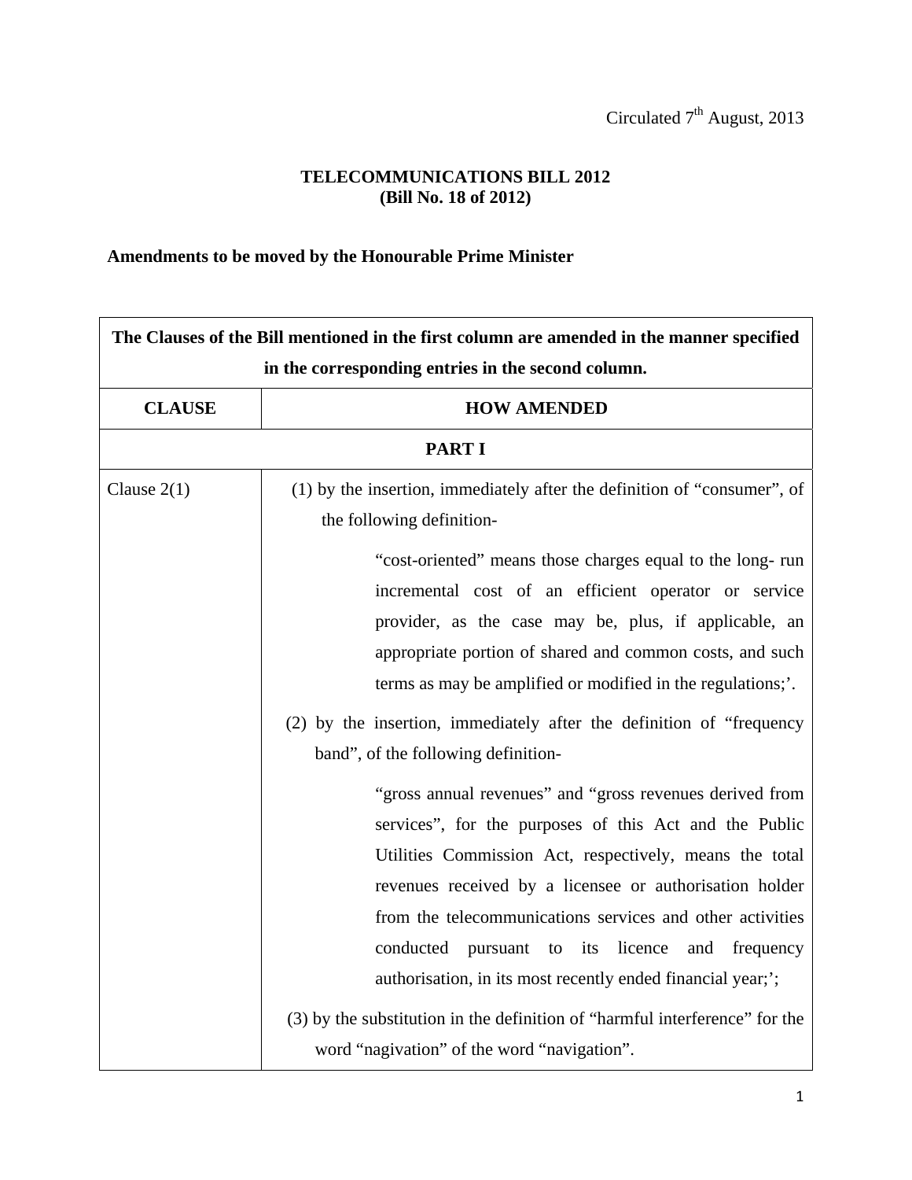Circulated 7th August, 2013

# TELECOMMUNICATIONS BILL 2012
## (Bill No. 18 of 2012)

**Amendments to be moved by the Honourable Prime Minister**

| **The Clauses of the Bill mentioned in the first column are amended in the manner specified in the corresponding entries in the second column.** | |
|---|---|
| **CLAUSE** | **HOW AMENDED** |
| **PART I** | |
| Clause 2(1) | (1) by the insertion, immediately after the definition of "consumer", of the following definition- "cost-oriented" means those charges equal to the long- run incremental cost of an efficient operator or service provider, as the case may be, plus, if applicable, an appropriate portion of shared and common costs, and such terms as may be amplified or modified in the regulations;'. <br><br> (2) by the insertion, immediately after the definition of "frequency band", of the following definition- "gross annual revenues" and "gross revenues derived from services", for the purposes of this Act and the Public Utilities Commission Act, respectively, means the total revenues received by a licensee or authorisation holder from the telecommunications services and other activities conducted pursuant to its licence and frequency authorisation, in its most recently ended financial year;'; <br><br> (3) by the substitution in the definition of "harmful interference" for the word "nagivation" of the word "navigation". |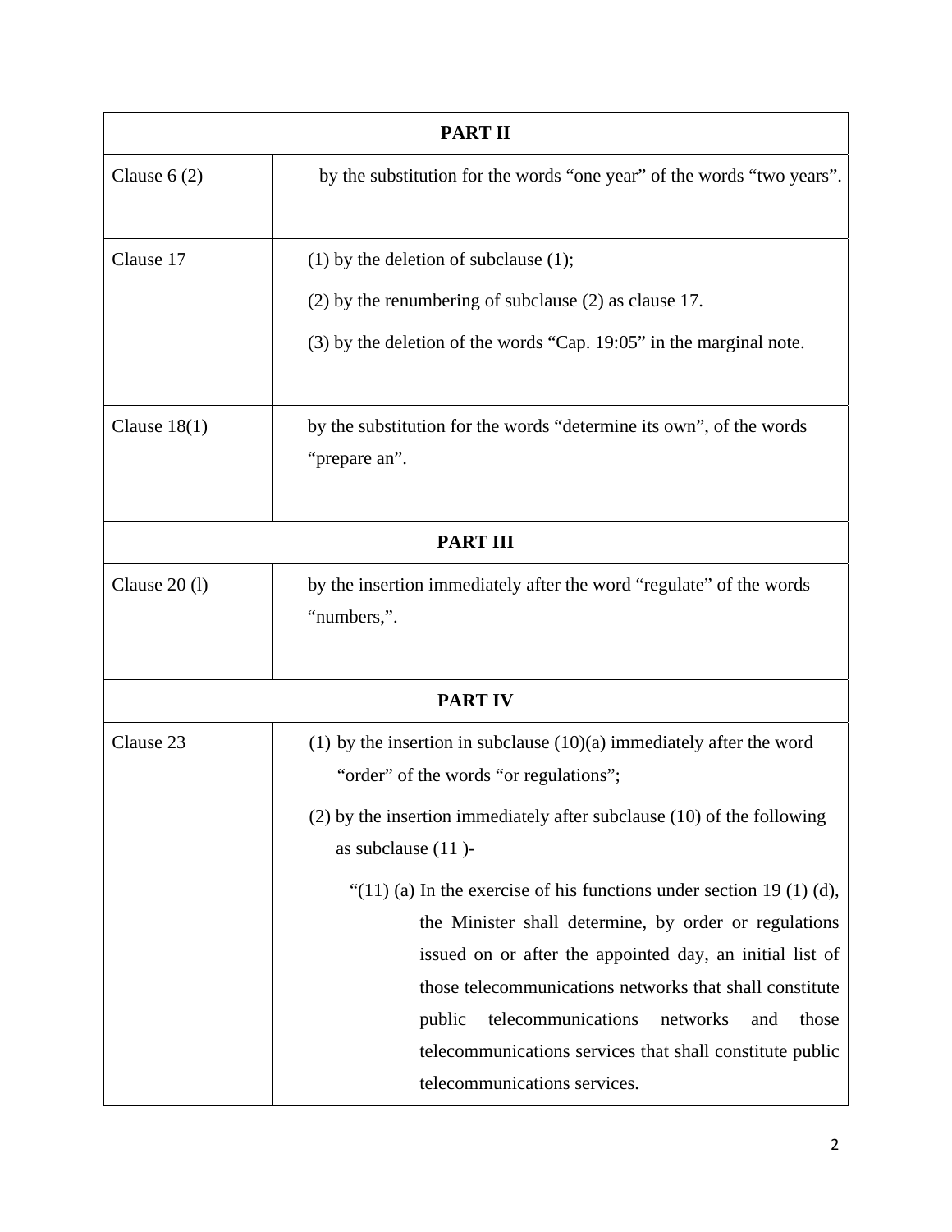| PART II | |
|---|---|
| Clause 6 (2) | by the substitution for the words “one year” of the words “two years”. |
| Clause 17 | (1) by the deletion of subclause (1);<br>(2) by the renumbering of subclause (2) as clause 17.<br>(3) by the deletion of the words “Cap. 19:05” in the marginal note. |
| Clause 18(1) | by the substitution for the words “determine its own”, of the words “prepare an”. |
| **PART III** | |
| Clause 20 (l) | by the insertion immediately after the word “regulate” of the words “numbers,”. |
| **PART IV** | |
| Clause 23 | (1) by the insertion in subclause (10)(a) immediately after the word “order” of the words “or regulations”;<br>(2) by the insertion immediately after subclause (10) of the following as subclause (11 )-<br>“(11) (a) In the exercise of his functions under section 19 (1) (d), the Minister shall determine, by order or regulations issued on or after the appointed day, an initial list of those telecommunications networks that shall constitute public telecommunications networks and those telecommunications services that shall constitute public telecommunications services. |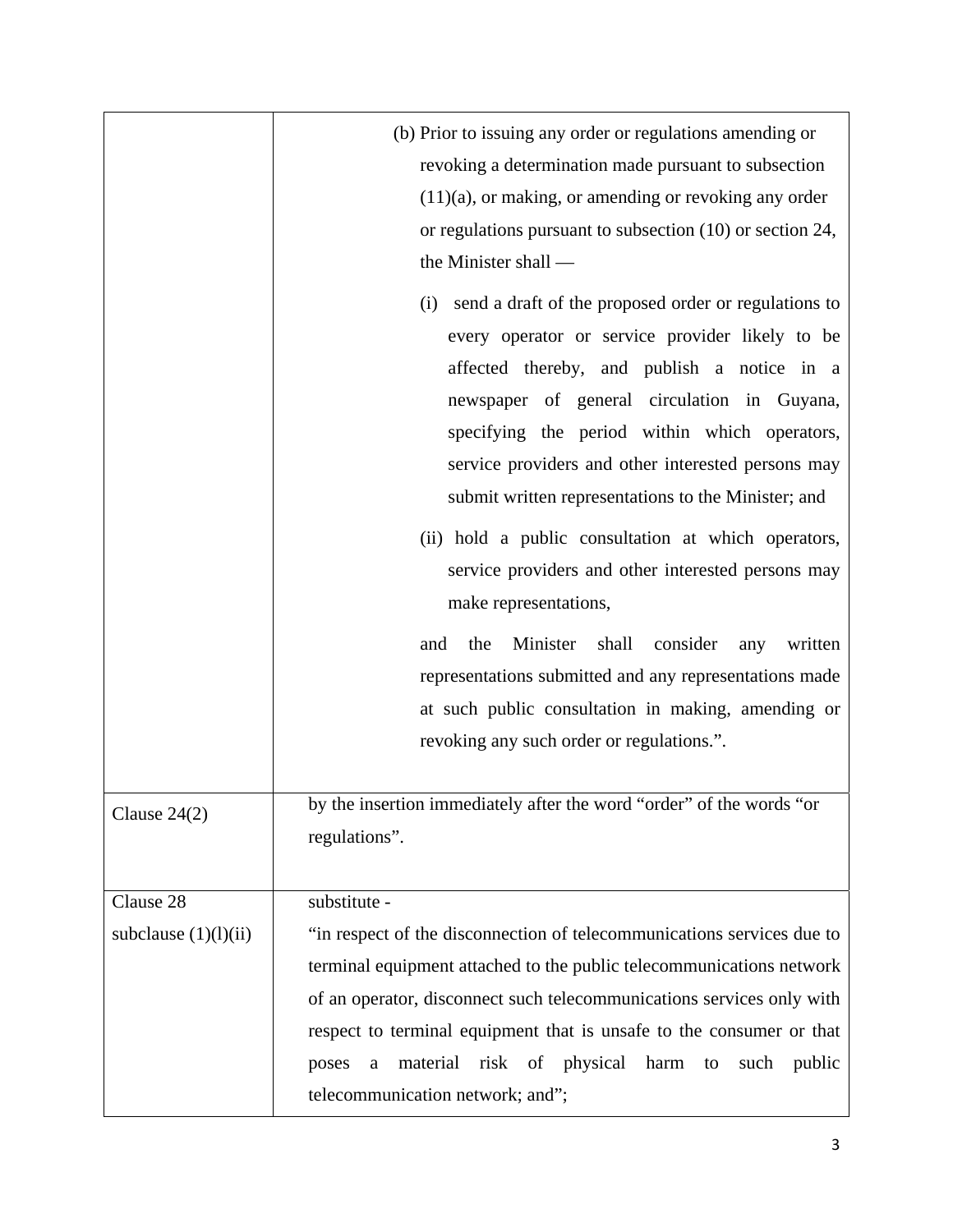| | |
|---|---|
| | (b) Prior to issuing any order or regulations amending or revoking a determination made pursuant to subsection (11)(a), or making, or amending or revoking any order or regulations pursuant to subsection (10) or section 24, the Minister shall —<br><br>(i) send a draft of the proposed order or regulations to every operator or service provider likely to be affected thereby, and publish a notice in a newspaper of general circulation in Guyana, specifying the period within which operators, service providers and other interested persons may submit written representations to the Minister; and<br><br>(ii) hold a public consultation at which operators, service providers and other interested persons may make representations,<br><br>and the Minister shall consider any written representations submitted and any representations made at such public consultation in making, amending or revoking any such order or regulations.”. |
| Clause 24(2) | by the insertion immediately after the word “order” of the words “or regulations”. |
| Clause 28<br>subclause (1)(l)(ii) | substitute -<br>“in respect of the disconnection of telecommunications services due to terminal equipment attached to the public telecommunications network of an operator, disconnect such telecommunications services only with respect to terminal equipment that is unsafe to the consumer or that poses a material risk of physical harm to such public telecommunication network; and”; |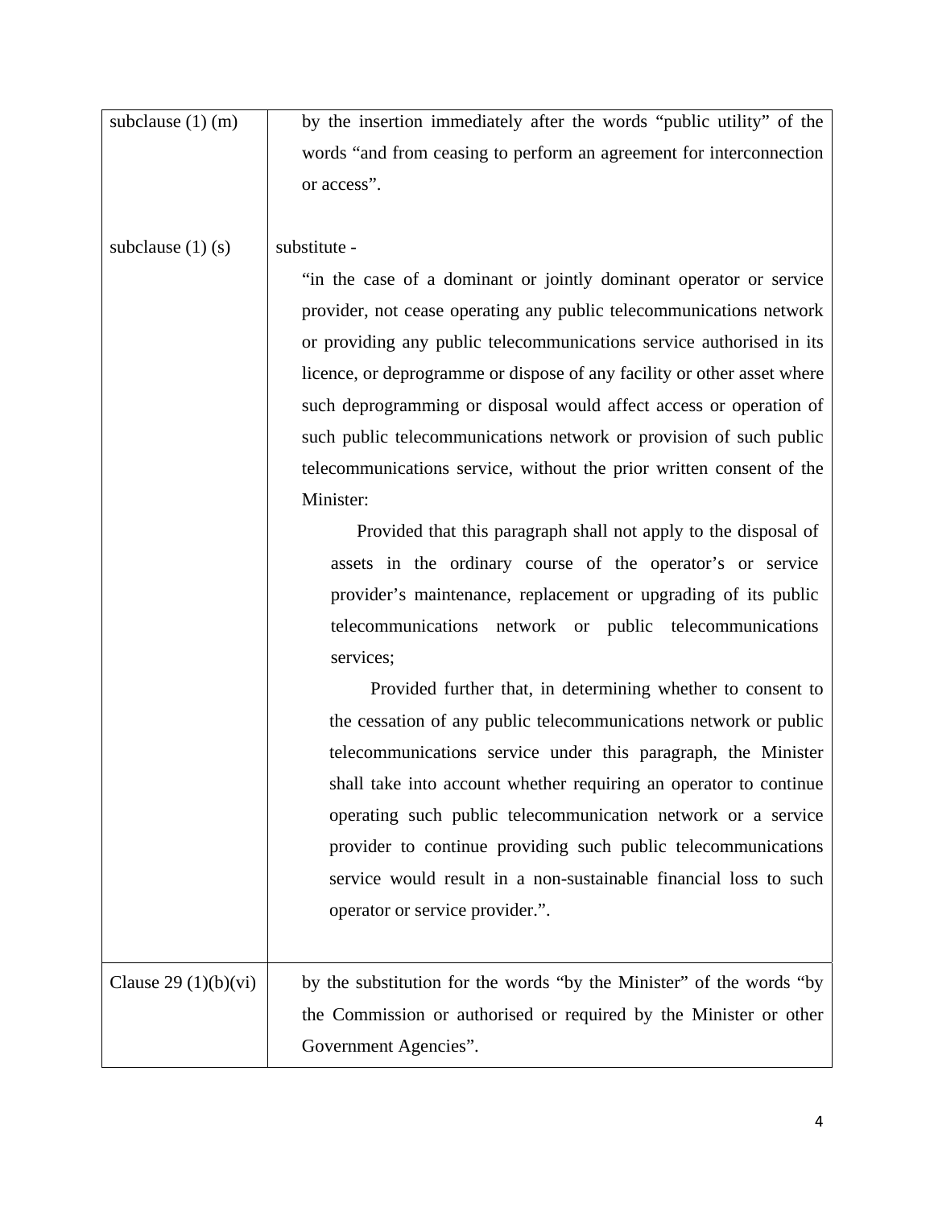| | |
|---|---|
| subclause (1) (m) | by the insertion immediately after the words "public utility" of the words "and from ceasing to perform an agreement for interconnection or access". |
| subclause (1) (s) | substitute - <br> "in the case of a dominant or jointly dominant operator or service provider, not cease operating any public telecommunications network or providing any public telecommunications service authorised in its licence, or deprogramme or dispose of any facility or other asset where such deprogramming or disposal would affect access or operation of such public telecommunications network or provision of such public telecommunications service, without the prior written consent of the Minister: <br> Provided that this paragraph shall not apply to the disposal of assets in the ordinary course of the operator's or service provider's maintenance, replacement or upgrading of its public telecommunications network or public telecommunications services; <br> Provided further that, in determining whether to consent to the cessation of any public telecommunications network or public telecommunications service under this paragraph, the Minister shall take into account whether requiring an operator to continue operating such public telecommunication network or a service provider to continue providing such public telecommunications service would result in a non-sustainable financial loss to such operator or service provider.". |
| Clause 29 (1)(b)(vi) | by the substitution for the words "by the Minister" of the words "by the Commission or authorised or required by the Minister or other Government Agencies". |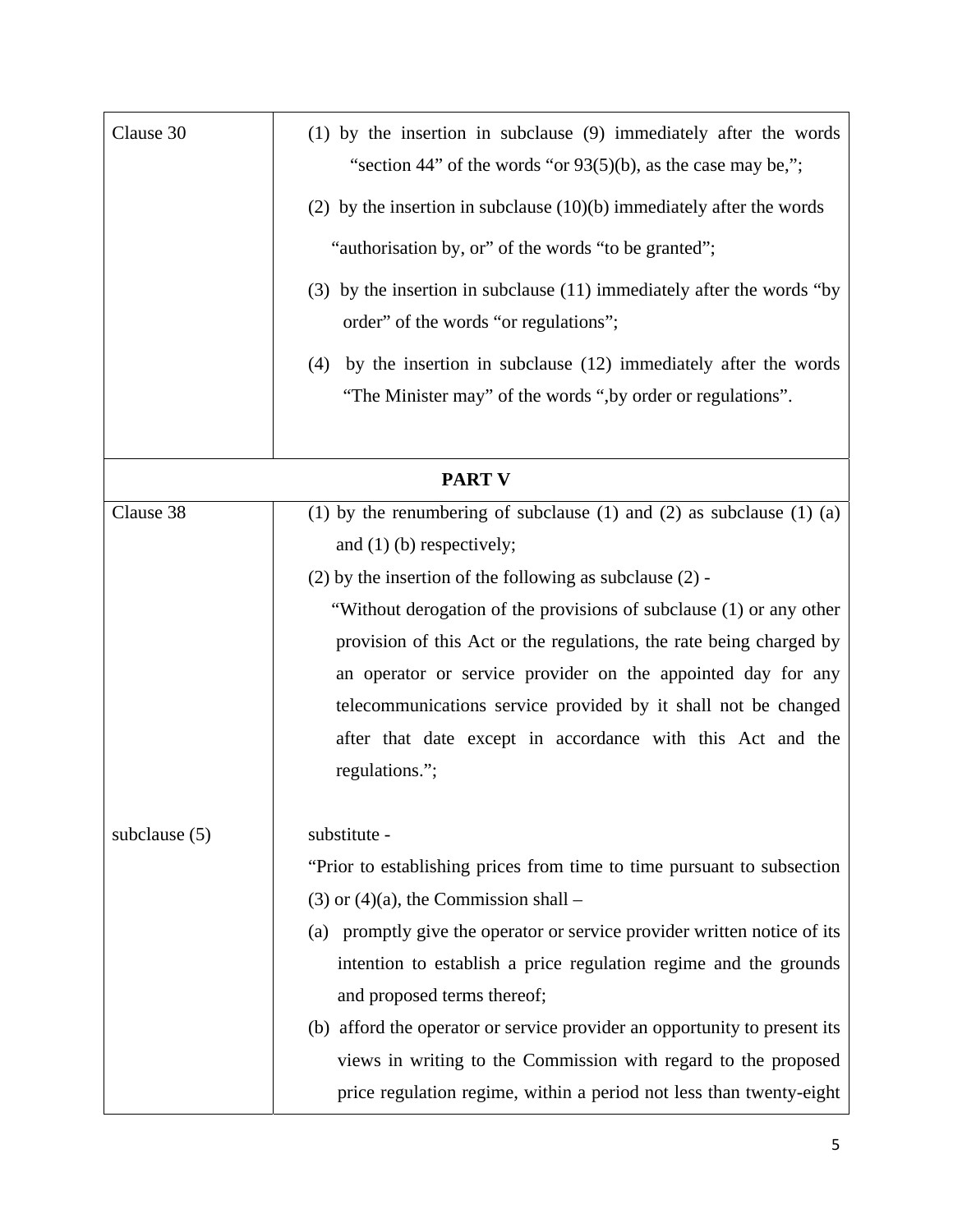| | |
|---|---|
| Clause 30 | (1) by the insertion in subclause (9) immediately after the words "section 44" of the words "or 93(5)(b), as the case may be,";<br>(2) by the insertion in subclause (10)(b) immediately after the words "authorisation by, or" of the words "to be granted";<br>(3) by the insertion in subclause (11) immediately after the words "by order" of the words "or regulations";<br>(4) by the insertion in subclause (12) immediately after the words "The Minister may" of the words ",by order or regulations". |
| **PART V** | |
| Clause 38 | (1) by the renumbering of subclause (1) and (2) as subclause (1) (a) and (1) (b) respectively;<br>(2) by the insertion of the following as subclause (2) -<br>"Without derogation of the provisions of subclause (1) or any other provision of this Act or the regulations, the rate being charged by an operator or service provider on the appointed day for any telecommunications service provided by it shall not be changed after that date except in accordance with this Act and the regulations."; |
| subclause (5) | substitute -<br>"Prior to establishing prices from time to time pursuant to subsection (3) or (4)(a), the Commission shall –<br>(a) promptly give the operator or service provider written notice of its intention to establish a price regulation regime and the grounds and proposed terms thereof;<br>(b) afford the operator or service provider an opportunity to present its views in writing to the Commission with regard to the proposed price regulation regime, within a period not less than twenty-eight |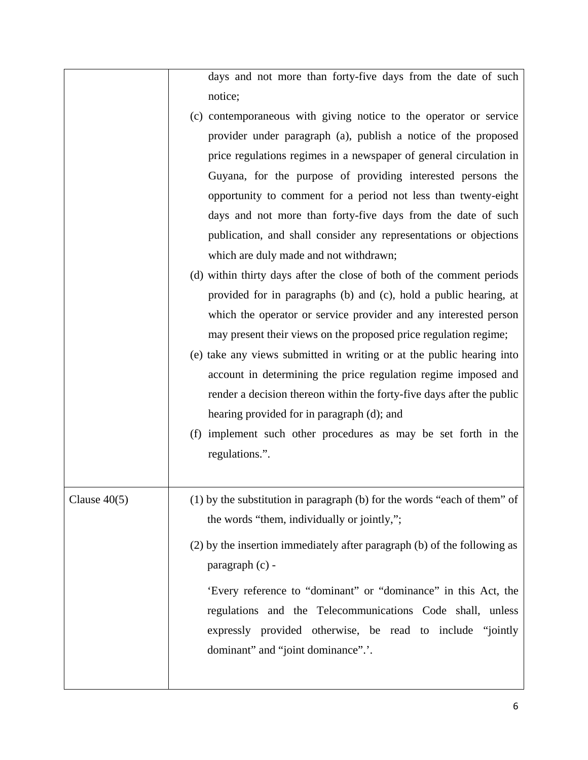| | |
|---|---|
| | days and not more than forty-five days from the date of such notice;<br>(c) contemporaneous with giving notice to the operator or service provider under paragraph (a), publish a notice of the proposed price regulations regimes in a newspaper of general circulation in Guyana, for the purpose of providing interested persons the opportunity to comment for a period not less than twenty-eight days and not more than forty-five days from the date of such publication, and shall consider any representations or objections which are duly made and not withdrawn;<br>(d) within thirty days after the close of both of the comment periods provided for in paragraphs (b) and (c), hold a public hearing, at which the operator or service provider and any interested person may present their views on the proposed price regulation regime;<br>(e) take any views submitted in writing or at the public hearing into account in determining the price regulation regime imposed and render a decision thereon within the forty-five days after the public hearing provided for in paragraph (d); and<br>(f) implement such other procedures as may be set forth in the regulations.". |
| Clause 40(5) | (1) by the substitution in paragraph (b) for the words "each of them" of the words "them, individually or jointly,";<br>(2) by the insertion immediately after paragraph (b) of the following as paragraph (c) -<br>'Every reference to "dominant" or "dominance" in this Act, the regulations and the Telecommunications Code shall, unless expressly provided otherwise, be read to include "jointly dominant" and "joint dominance".'. |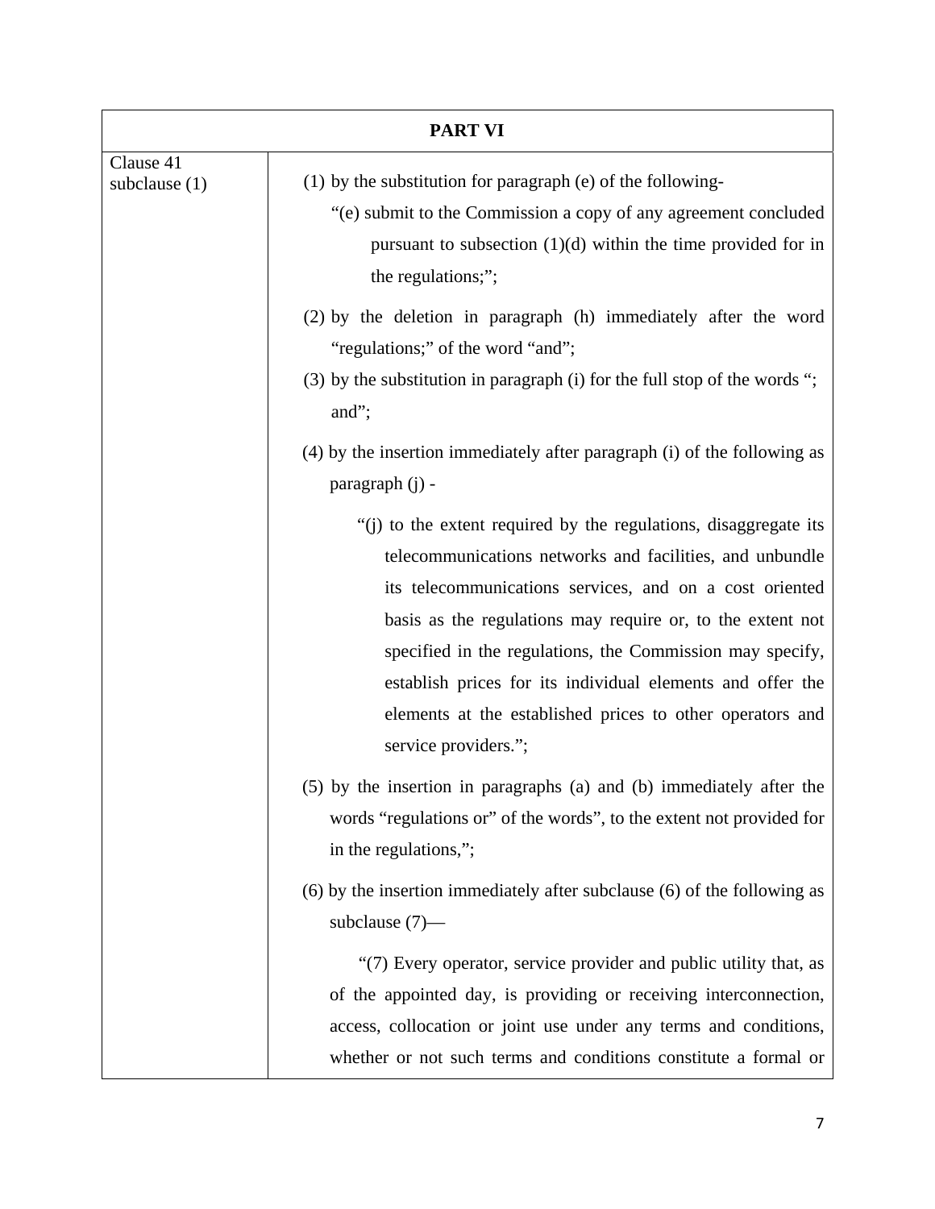| PART VI | |
|---|---|
| Clause 41 subclause (1) | (1) by the substitution for paragraph (e) of the following- "(e) submit to the Commission a copy of any agreement concluded pursuant to subsection (1)(d) within the time provided for in the regulations;"; (2) by the deletion in paragraph (h) immediately after the word "regulations;" of the word "and"; (3) by the substitution in paragraph (i) for the full stop of the words "; and"; (4) by the insertion immediately after paragraph (i) of the following as paragraph (j) - "(j) to the extent required by the regulations, disaggregate its telecommunications networks and facilities, and unbundle its telecommunications services, and on a cost oriented basis as the regulations may require or, to the extent not specified in the regulations, the Commission may specify, establish prices for its individual elements and offer the elements at the established prices to other operators and service providers."; (5) by the insertion in paragraphs (a) and (b) immediately after the words "regulations or" of the words", to the extent not provided for in the regulations,"; (6) by the insertion immediately after subclause (6) of the following as subclause (7)— "(7) Every operator, service provider and public utility that, as of the appointed day, is providing or receiving interconnection, access, collocation or joint use under any terms and conditions, whether or not such terms and conditions constitute a formal or |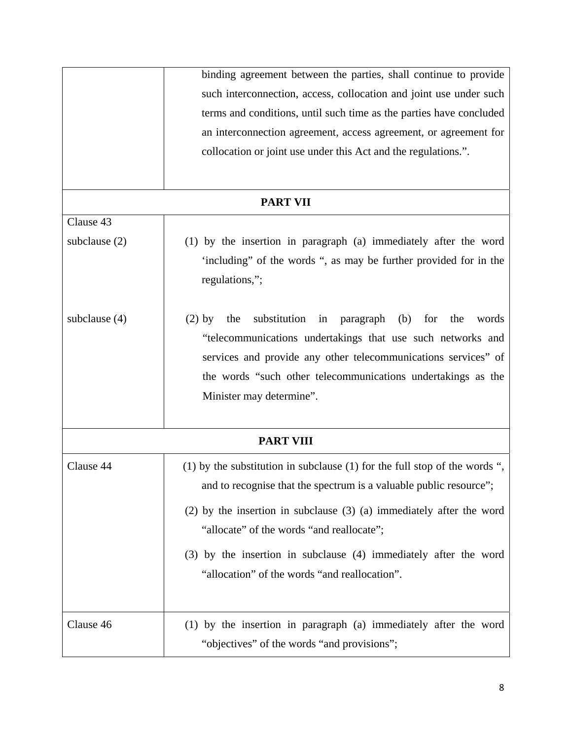| | |
|---|---|
| | binding agreement between the parties, shall continue to provide such interconnection, access, collocation and joint use under such terms and conditions, until such time as the parties have concluded an interconnection agreement, access agreement, or agreement for collocation or joint use under this Act and the regulations.”. |
| **PART VII** | |
| Clause 43<br>subclause (2) | (1) by the insertion in paragraph (a) immediately after the word ‘including” of the words “, as may be further provided for in the regulations,”; |
| subclause (4) | (2) by the substitution in paragraph (b) for the words “telecommunications undertakings that use such networks and services and provide any other telecommunications services” of the words “such other telecommunications undertakings as the Minister may determine”. |
| **PART VIII** | |
| Clause 44 | (1) by the substitution in subclause (1) for the full stop of the words “, and to recognise that the spectrum is a valuable public resource”;<br>(2) by the insertion in subclause (3) (a) immediately after the word “allocate” of the words “and reallocate”;<br>(3) by the insertion in subclause (4) immediately after the word “allocation” of the words “and reallocation”. |
| Clause 46 | (1) by the insertion in paragraph (a) immediately after the word “objectives” of the words “and provisions”; |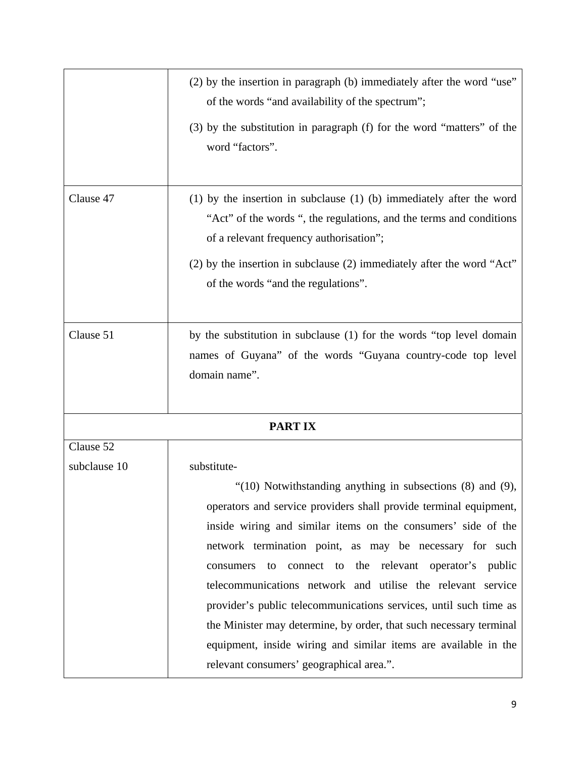| | |
|---|---|
| | (2) by the insertion in paragraph (b) immediately after the word "use" of the words "and availability of the spectrum";<br><br>(3) by the substitution in paragraph (f) for the word "matters" of the word "factors". |
| Clause 47 | (1) by the insertion in subclause (1) (b) immediately after the word "Act" of the words ", the regulations, and the terms and conditions of a relevant frequency authorisation";<br><br>(2) by the insertion in subclause (2) immediately after the word "Act" of the words "and the regulations". |
| Clause 51 | by the substitution in subclause (1) for the words "top level domain names of Guyana" of the words "Guyana country-code top level domain name". |
| **PART IX** | |
| Clause 52<br>subclause 10 | substitute-<br><br>"(10) Notwithstanding anything in subsections (8) and (9), operators and service providers shall provide terminal equipment, inside wiring and similar items on the consumers' side of the network termination point, as may be necessary for such consumers to connect to the relevant operator's public telecommunications network and utilise the relevant service provider's public telecommunications services, until such time as the Minister may determine, by order, that such necessary terminal equipment, inside wiring and similar items are available in the relevant consumers' geographical area.". |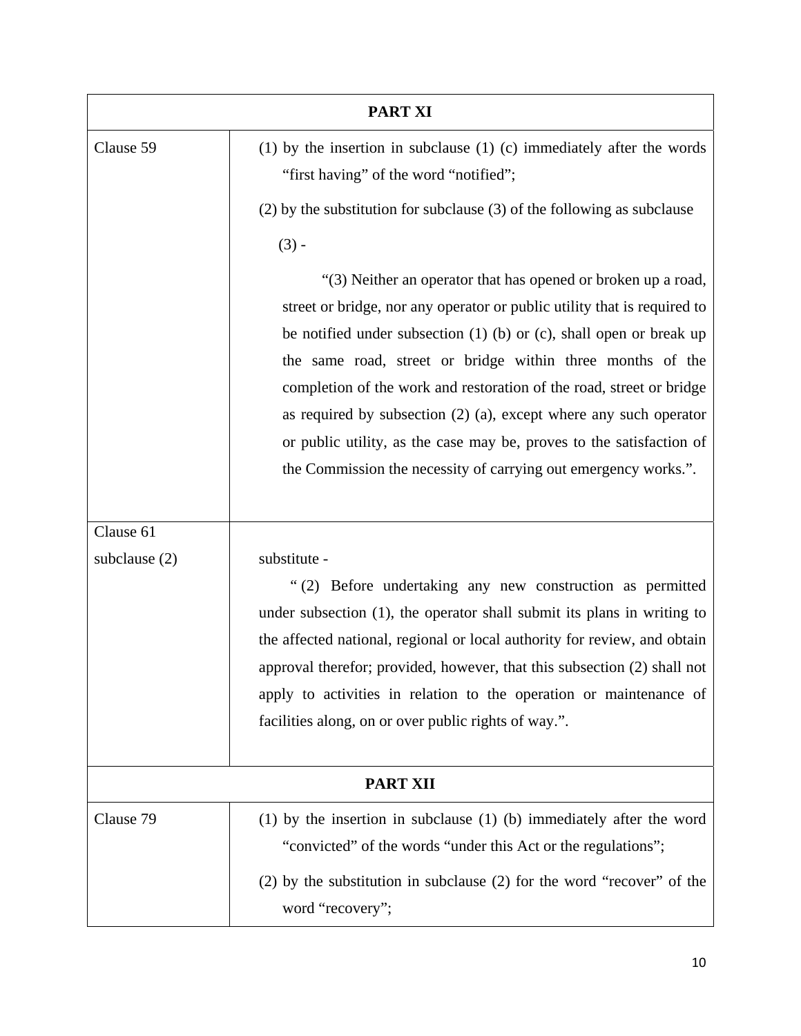| PART XI | |
|---|---|
| Clause 59 | (1) by the insertion in subclause (1) (c) immediately after the words "first having" of the word "notified";<br><br>(2) by the substitution for subclause (3) of the following as subclause (3) -<br><br>"(3) Neither an operator that has opened or broken up a road, street or bridge, nor any operator or public utility that is required to be notified under subsection (1) (b) or (c), shall open or break up the same road, street or bridge within three months of the completion of the work and restoration of the road, street or bridge as required by subsection (2) (a), except where any such operator or public utility, as the case may be, proves to the satisfaction of the Commission the necessity of carrying out emergency works.". |
| Clause 61<br>subclause (2) | substitute -<br><br>" (2) Before undertaking any new construction as permitted under subsection (1), the operator shall submit its plans in writing to the affected national, regional or local authority for review, and obtain approval therefor; provided, however, that this subsection (2) shall not apply to activities in relation to the operation or maintenance of facilities along, on or over public rights of way.". |
| **PART XII** | |
| Clause 79 | (1) by the insertion in subclause (1) (b) immediately after the word "convicted" of the words "under this Act or the regulations";<br><br>(2) by the substitution in subclause (2) for the word "recover" of the word "recovery"; |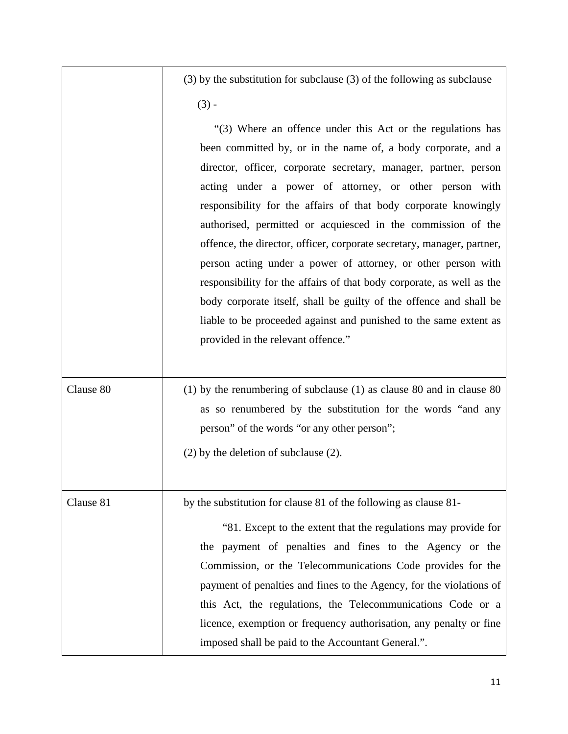| | |
|---|---|
| | (3) by the substitution for subclause (3) of the following as subclause (3) -<br><br>"(3) Where an offence under this Act or the regulations has been committed by, or in the name of, a body corporate, and a director, officer, corporate secretary, manager, partner, person acting under a power of attorney, or other person with responsibility for the affairs of that body corporate knowingly authorised, permitted or acquiesced in the commission of the offence, the director, officer, corporate secretary, manager, partner, person acting under a power of attorney, or other person with responsibility for the affairs of that body corporate, as well as the body corporate itself, shall be guilty of the offence and shall be liable to be proceeded against and punished to the same extent as provided in the relevant offence." |
| Clause 80 | (1) by the renumbering of subclause (1) as clause 80 and in clause 80 as so renumbered by the substitution for the words "and any person" of the words "or any other person";<br><br>(2) by the deletion of subclause (2). |
| Clause 81 | by the substitution for clause 81 of the following as clause 81-<br><br>"81. Except to the extent that the regulations may provide for the payment of penalties and fines to the Agency or the Commission, or the Telecommunications Code provides for the payment of penalties and fines to the Agency, for the violations of this Act, the regulations, the Telecommunications Code or a licence, exemption or frequency authorisation, any penalty or fine imposed shall be paid to the Accountant General.". |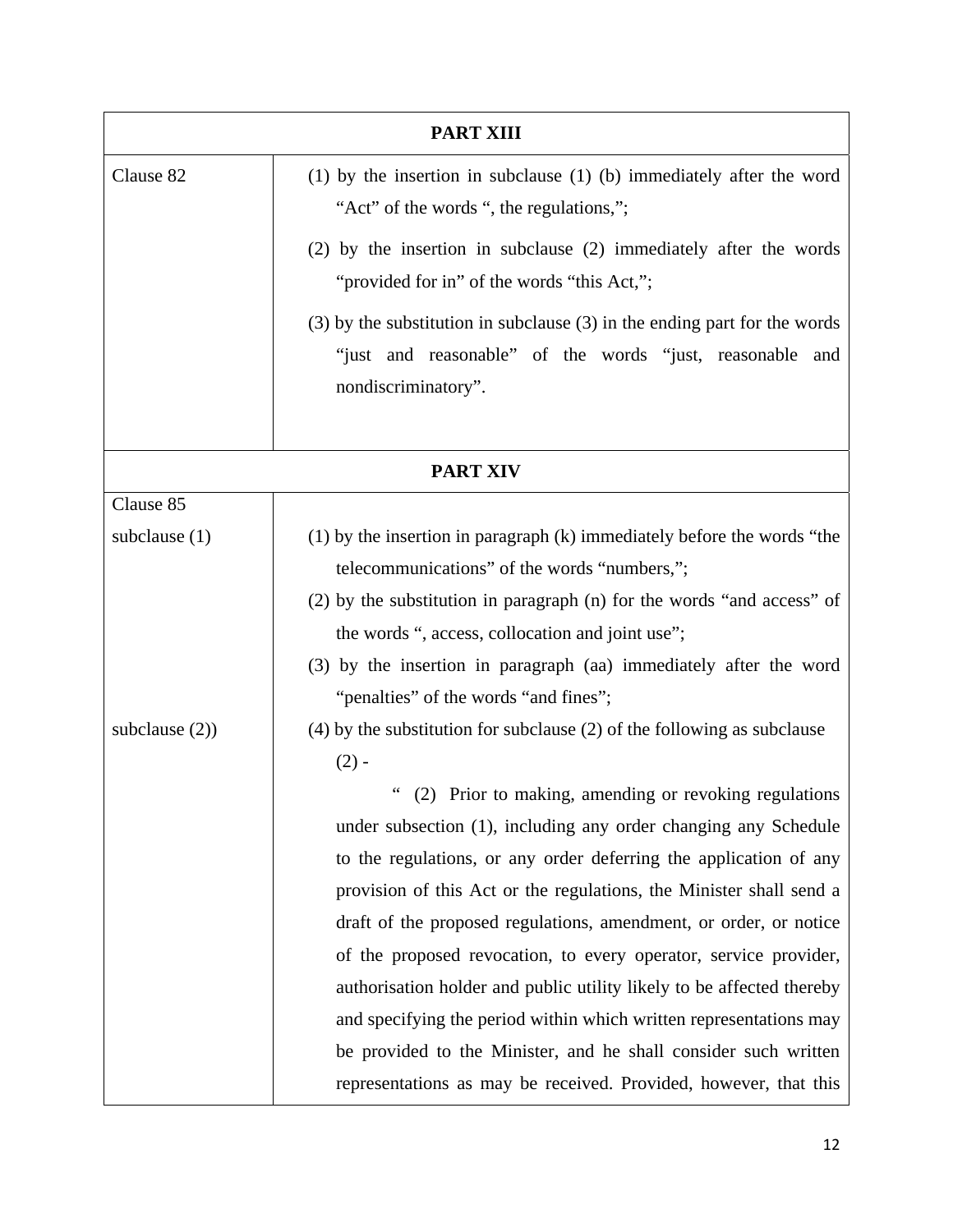| PART XIII | |
|---|---|
| Clause 82 | (1) by the insertion in subclause (1) (b) immediately after the word "Act" of the words ", the regulations,";<br><br>(2) by the insertion in subclause (2) immediately after the words "provided for in" of the words "this Act,";<br><br>(3) by the substitution in subclause (3) in the ending part for the words "just and reasonable" of the words "just, reasonable and nondiscriminatory". |
| **PART XIV** | |
| Clause 85<br><br>subclause (1) | (1) by the insertion in paragraph (k) immediately before the words "the telecommunications" of the words "numbers,";<br>(2) by the substitution in paragraph (n) for the words "and access" of the words ", access, collocation and joint use";<br>(3) by the insertion in paragraph (aa) immediately after the word "penalties" of the words "and fines"; |
| subclause (2)) | (4) by the substitution for subclause (2) of the following as subclause (2) -<br><br>" (2) Prior to making, amending or revoking regulations under subsection (1), including any order changing any Schedule to the regulations, or any order deferring the application of any provision of this Act or the regulations, the Minister shall send a draft of the proposed regulations, amendment, or order, or notice of the proposed revocation, to every operator, service provider, authorisation holder and public utility likely to be affected thereby and specifying the period within which written representations may be provided to the Minister, and he shall consider such written representations as may be received. Provided, however, that this |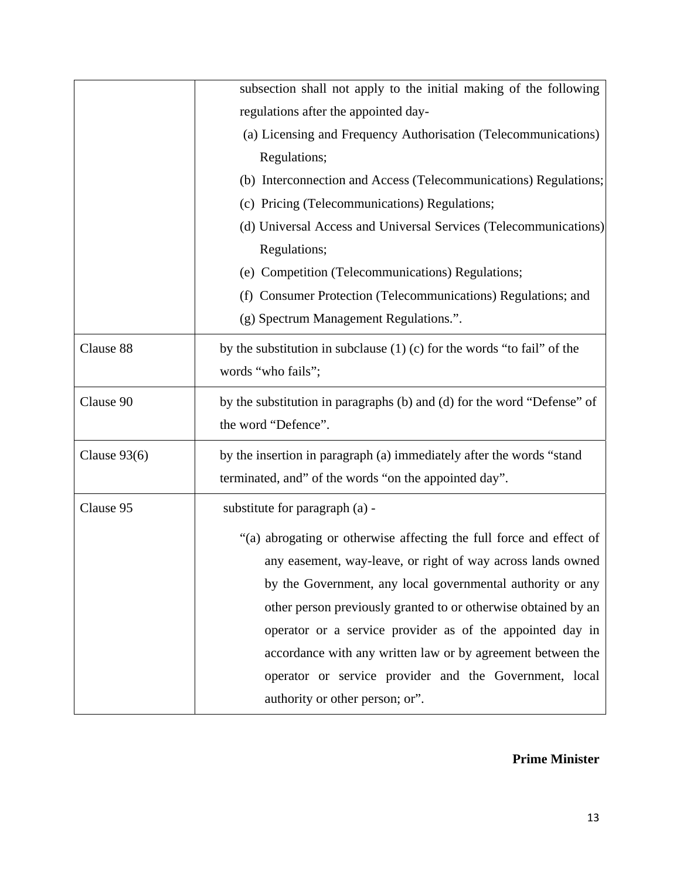| | |
|---|---|
| | subsection shall not apply to the initial making of the following regulations after the appointed day-<br>(a) Licensing and Frequency Authorisation (Telecommunications) Regulations;<br>(b) Interconnection and Access (Telecommunications) Regulations;<br>(c) Pricing (Telecommunications) Regulations;<br>(d) Universal Access and Universal Services (Telecommunications) Regulations;<br>(e) Competition (Telecommunications) Regulations;<br>(f) Consumer Protection (Telecommunications) Regulations; and<br>(g) Spectrum Management Regulations.”. |
| Clause 88 | by the substitution in subclause (1) (c) for the words “to fail” of the words “who fails”; |
| Clause 90 | by the substitution in paragraphs (b) and (d) for the word “Defense” of the word “Defence”. |
| Clause 93(6) | by the insertion in paragraph (a) immediately after the words “stand terminated, and” of the words “on the appointed day”. |
| Clause 95 | substitute for paragraph (a) -<br>“(a) abrogating or otherwise affecting the full force and effect of any easement, way-leave, or right of way across lands owned by the Government, any local governmental authority or any other person previously granted to or otherwise obtained by an operator or a service provider as of the appointed day in accordance with any written law or by agreement between the operator or service provider and the Government, local authority or other person; or”. |

**Prime Minister**